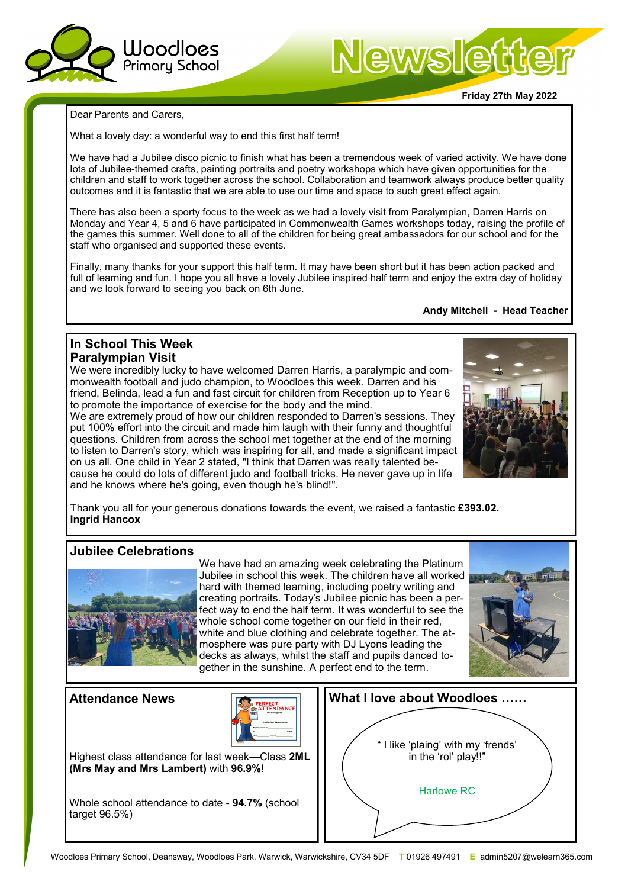# Woodloes Primary School

# Newsletter

**Friday 27th May 2022**

Dear Parents and Carers,

What a lovely day: a wonderful way to end this first half term!

We have had a Jubilee disco picnic to finish what has been a tremendous week of varied activity. We have done lots of Jubilee-themed crafts, painting portraits and poetry workshops which have given opportunities for the children and staff to work together across the school. Collaboration and teamwork always produce better quality outcomes and it is fantastic that we are able to use our time and space to such great effect again.

There has also been a sporty focus to the week as we had a lovely visit from Paralympian, Darren Harris on Monday and Year 4, 5 and 6 have participated in Commonwealth Games workshops today, raising the profile of the games this summer. Well done to all of the children for being great ambassadors for our school and for the staff who organised and supported these events.

Finally, many thanks for your support this half term. It may have been short but it has been action packed and full of learning and fun. I hope you all have a lovely Jubilee inspired half term and enjoy the extra day of holiday and we look forward to seeing you back on 6th June.

**Andy Mitchell - Head Teacher**

## In School This Week

### Paralympian Visit

We were incredibly lucky to have welcomed Darren Harris, a paralympic and commonwealth football and judo champion, to Woodloes this week. Darren and his friend, Belinda, lead a fun and fast circuit for children from Reception up to Year 6 to promote the importance of exercise for the body and the mind.

We are extremely proud of how our children responded to Darren's sessions. They put 100% effort into the circuit and made him laugh with their funny and thoughtful questions. Children from across the school met together at the end of the morning to listen to Darren's story, which was inspiring for all, and made a significant impact on us all. One child in Year 2 stated, "I think that Darren was really talented because he could do lots of different judo and football tricks. He never gave up in life and he knows where he's going, even though he's blind!".

Thank you all for your generous donations towards the event, we raised a fantastic **£393.02.**
**Ingrid Hancox**

## Jubilee Celebrations

We have had an amazing week celebrating the Platinum Jubilee in school this week. The children have all worked hard with themed learning, including poetry writing and creating portraits. Today's Jubilee picnic has been a perfect way to end the half term. It was wonderful to see the whole school come together on our field in their red, white and blue clothing and celebrate together. The atmosphere was pure party with DJ Lyons leading the decks as always, whilst the staff and pupils danced together in the sunshine. A perfect end to the term.

## Attendance News

Highest class attendance for last week—Class **2ML (Mrs May and Mrs Lambert)** with **96.9%**!

Whole school attendance to date - **94.7%** (school target 96.5%)

## What I love about Woodloes ……

" I like 'plaing' with my 'frends' in the 'rol' play!!"

Harlowe RC

Woodloes Primary School, Deansway, Woodloes Park, Warwick, Warwickshire, CV34 5DF **T** 01926 497491 **E** admin5207@welearn365.com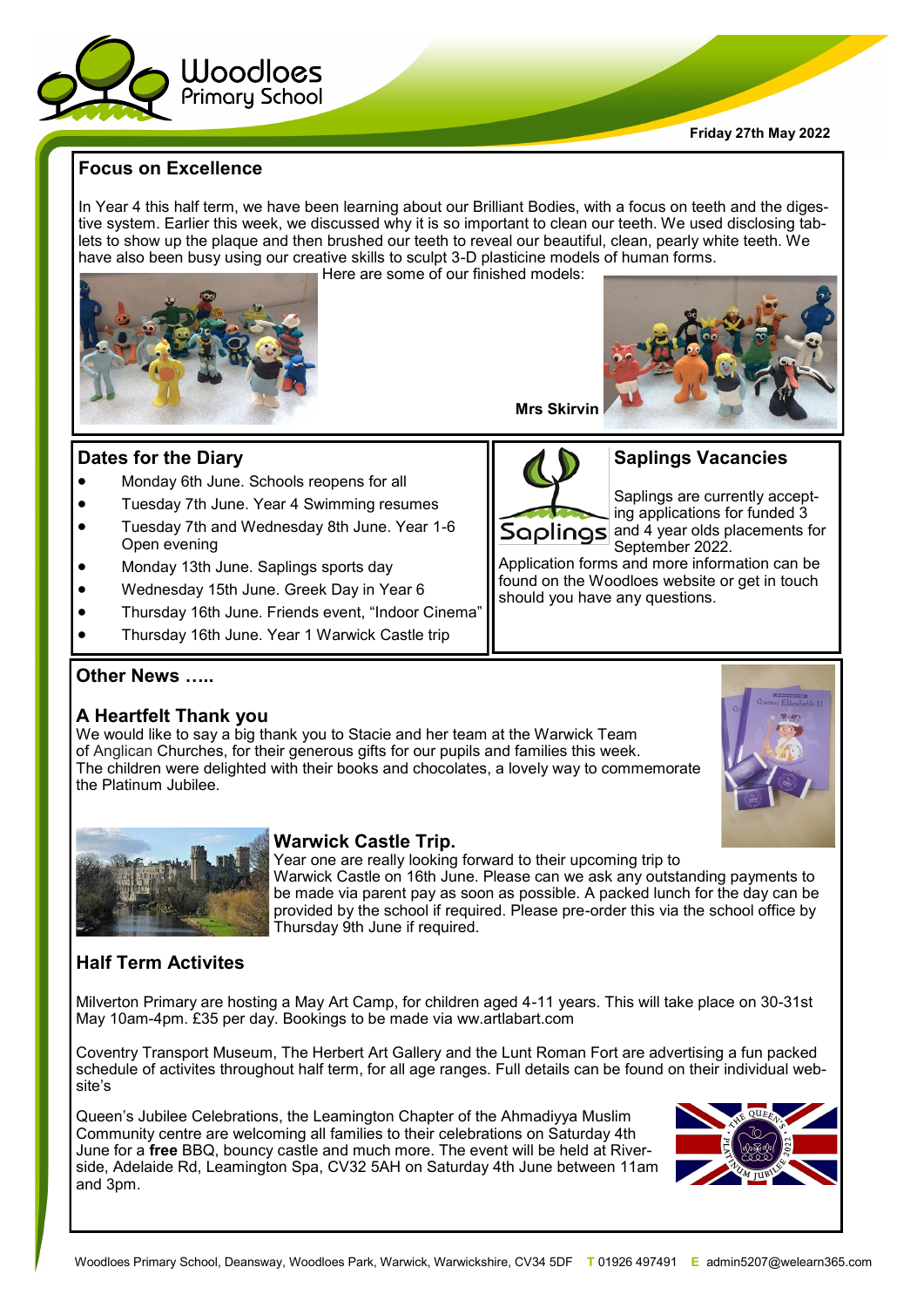# Woodloes Primary School

**Friday 27th May 2022**

## Focus on Excellence

In Year 4 this half term, we have been learning about our Brilliant Bodies, with a focus on teeth and the digestive system. Earlier this week, we discussed why it is so important to clean our teeth. We used disclosing tablets to show up the plaque and then brushed our teeth to reveal our beautiful, clean, pearly white teeth. We have also been busy using our creative skills to sculpt 3-D plasticine models of human forms.

Here are some of our finished models:

**Mrs Skirvin**

## Dates for the Diary

- Monday 6th June. Schools reopens for all
- Tuesday 7th June. Year 4 Swimming resumes
- Tuesday 7th and Wednesday 8th June. Year 1-6 Open evening
- Monday 13th June. Saplings sports day
- Wednesday 15th June. Greek Day in Year 6
- Thursday 16th June. Friends event, "Indoor Cinema"
- Thursday 16th June. Year 1 Warwick Castle trip

## Saplings Vacancies

Saplings are currently accepting applications for funded 3 and 4 year olds placements for September 2022.

Application forms and more information can be found on the Woodloes website or get in touch should you have any questions.

## Other News .....

### A Heartfelt Thank you

We would like to say a big thank you to Stacie and her team at the Warwick Team of Anglican Churches, for their generous gifts for our pupils and families this week. The children were delighted with their books and chocolates, a lovely way to commemorate the Platinum Jubilee.

### Warwick Castle Trip.

Year one are really looking forward to their upcoming trip to Warwick Castle on 16th June. Please can we ask any outstanding payments to be made via parent pay as soon as possible. A packed lunch for the day can be provided by the school if required. Please pre-order this via the school office by Thursday 9th June if required.

## Half Term Activites

Milverton Primary are hosting a May Art Camp, for children aged 4-11 years. This will take place on 30-31st May 10am-4pm. £35 per day. Bookings to be made via ww.artlabart.com

Coventry Transport Museum, The Herbert Art Gallery and the Lunt Roman Fort are advertising a fun packed schedule of activites throughout half term, for all age ranges. Full details can be found on their individual web-site's

Queen's Jubilee Celebrations, the Leamington Chapter of the Ahmadiyya Muslim Community centre are welcoming all families to their celebrations on Saturday 4th June for a **free** BBQ, bouncy castle and much more. The event will be held at River-side, Adelaide Rd, Leamington Spa, CV32 5AH on Saturday 4th June between 11am and 3pm.

Woodloes Primary School, Deansway, Woodloes Park, Warwick, Warwickshire, CV34 5DF **T** 01926 497491 **E** admin5207@welearn365.com